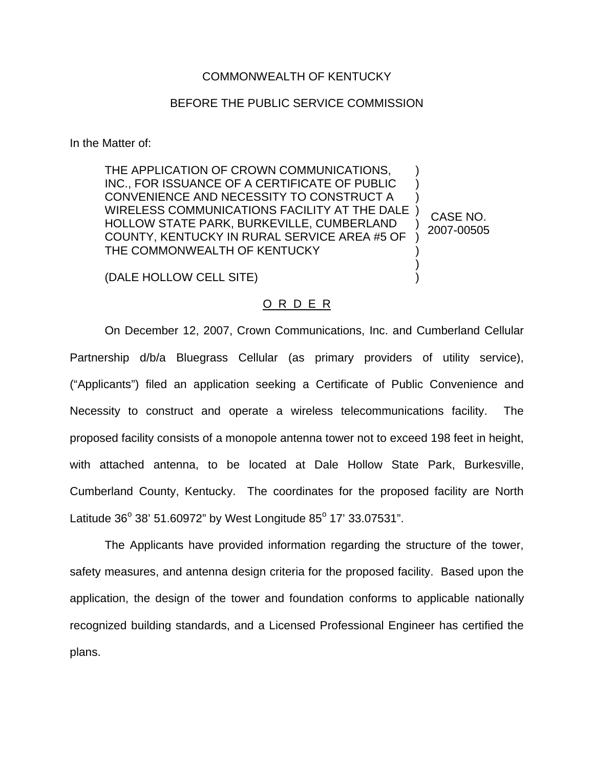COMMONWEALTH OF KENTUCKY

BEFORE THE PUBLIC SERVICE COMMISSION

In the Matter of:

| | | |
|---|---|---|
| THE APPLICATION OF CROWN COMMUNICATIONS, INC., FOR ISSUANCE OF A CERTIFICATE OF PUBLIC CONVENIENCE AND NECESSITY TO CONSTRUCT A WIRELESS COMMUNICATIONS FACILITY AT THE DALE HOLLOW STATE PARK, BURKEVILLE, CUMBERLAND COUNTY, KENTUCKY IN RURAL SERVICE AREA #5 OF THE COMMONWEALTH OF KENTUCKY<br><br>(DALE HOLLOW CELL SITE) | ) | CASE NO. 2007-00505 |

O R D E R

On December 12, 2007, Crown Communications, Inc. and Cumberland Cellular Partnership d/b/a Bluegrass Cellular (as primary providers of utility service), ("Applicants") filed an application seeking a Certificate of Public Convenience and Necessity to construct and operate a wireless telecommunications facility. The proposed facility consists of a monopole antenna tower not to exceed 198 feet in height, with attached antenna, to be located at Dale Hollow State Park, Burkesville, Cumberland County, Kentucky. The coordinates for the proposed facility are North Latitude 36$^{o}$ 38' 51.60972" by West Longitude 85$^{o}$ 17' 33.07531".

The Applicants have provided information regarding the structure of the tower, safety measures, and antenna design criteria for the proposed facility. Based upon the application, the design of the tower and foundation conforms to applicable nationally recognized building standards, and a Licensed Professional Engineer has certified the plans.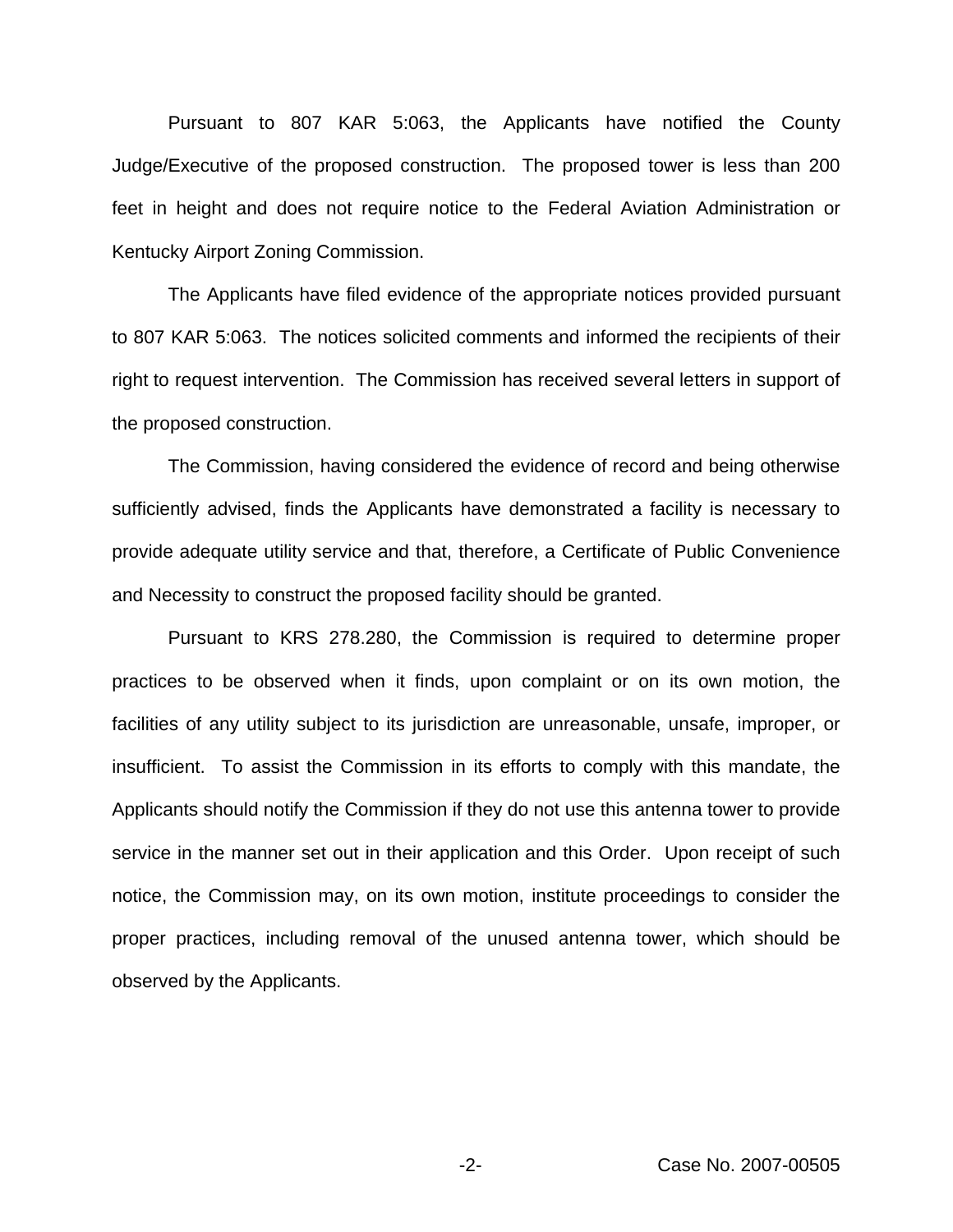Pursuant to 807 KAR 5:063, the Applicants have notified the County Judge/Executive of the proposed construction. The proposed tower is less than 200 feet in height and does not require notice to the Federal Aviation Administration or Kentucky Airport Zoning Commission.

The Applicants have filed evidence of the appropriate notices provided pursuant to 807 KAR 5:063. The notices solicited comments and informed the recipients of their right to request intervention. The Commission has received several letters in support of the proposed construction.

The Commission, having considered the evidence of record and being otherwise sufficiently advised, finds the Applicants have demonstrated a facility is necessary to provide adequate utility service and that, therefore, a Certificate of Public Convenience and Necessity to construct the proposed facility should be granted.

Pursuant to KRS 278.280, the Commission is required to determine proper practices to be observed when it finds, upon complaint or on its own motion, the facilities of any utility subject to its jurisdiction are unreasonable, unsafe, improper, or insufficient. To assist the Commission in its efforts to comply with this mandate, the Applicants should notify the Commission if they do not use this antenna tower to provide service in the manner set out in their application and this Order. Upon receipt of such notice, the Commission may, on its own motion, institute proceedings to consider the proper practices, including removal of the unused antenna tower, which should be observed by the Applicants.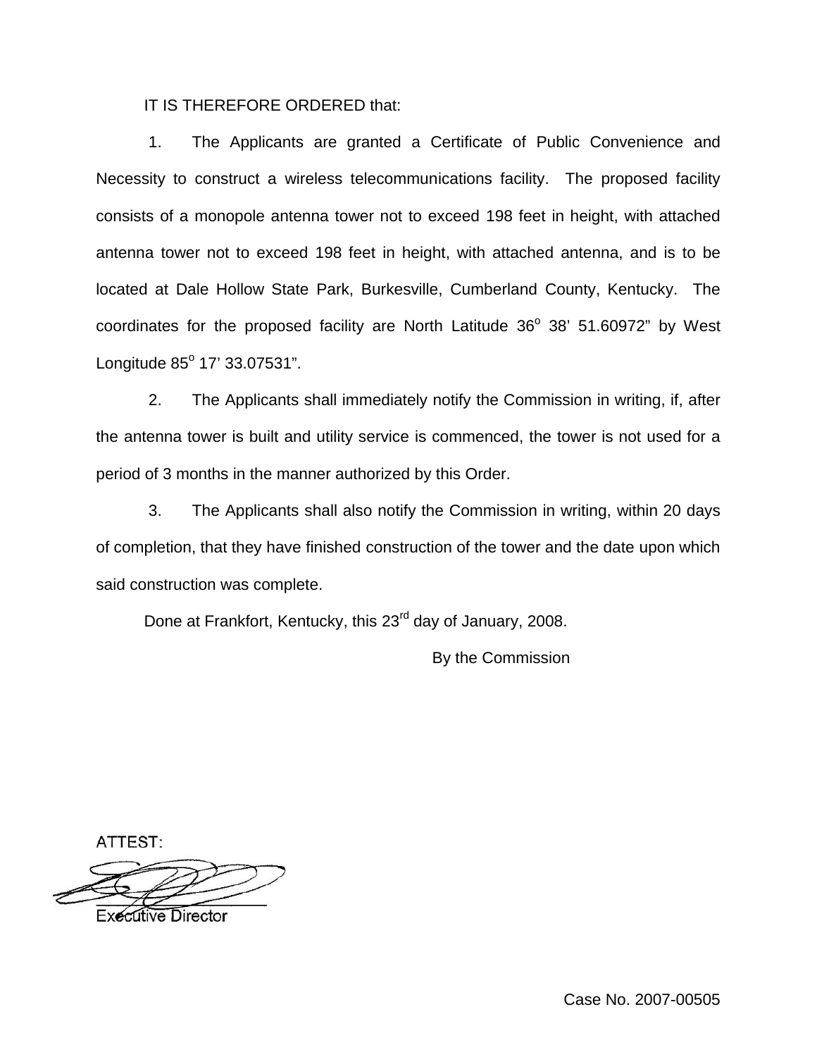IT IS THEREFORE ORDERED that:

1. The Applicants are granted a Certificate of Public Convenience and Necessity to construct a wireless telecommunications facility. The proposed facility consists of a monopole antenna tower not to exceed 198 feet in height, with attached antenna tower not to exceed 198 feet in height, with attached antenna, and is to be located at Dale Hollow State Park, Burkesville, Cumberland County, Kentucky. The coordinates for the proposed facility are North Latitude 36$^{o}$ 38' 51.60972" by West Longitude 85$^{o}$ 17' 33.07531".

2. The Applicants shall immediately notify the Commission in writing, if, after the antenna tower is built and utility service is commenced, the tower is not used for a period of 3 months in the manner authorized by this Order.

3. The Applicants shall also notify the Commission in writing, within 20 days of completion, that they have finished construction of the tower and the date upon which said construction was complete.

Done at Frankfort, Kentucky, this 23rd day of January, 2008.

By the Commission

ATTEST:

Executive Director

Case No. 2007-00505